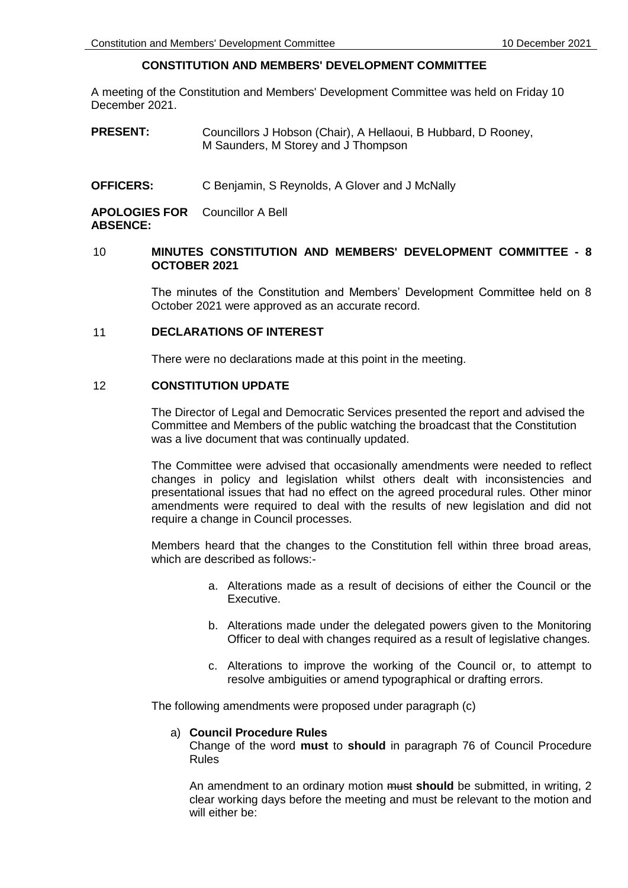# CONSTITUTION AND MEMBERS' DEVELOPMENT COMMITTEE

A meeting of the Constitution and Members' Development Committee was held on Friday 10 December 2021.

**PRESENT:** Councillors J Hobson (Chair), A Hellaoui, B Hubbard, D Rooney, M Saunders, M Storey and J Thompson

**OFFICERS:** C Benjamin, S Reynolds, A Glover and J McNally

**APOLOGIES FOR ABSENCE:** Councillor A Bell

## 10 MINUTES CONSTITUTION AND MEMBERS' DEVELOPMENT COMMITTEE - 8 OCTOBER 2021

The minutes of the Constitution and Members' Development Committee held on 8 October 2021 were approved as an accurate record.

## 11 DECLARATIONS OF INTEREST

There were no declarations made at this point in the meeting.

## 12 CONSTITUTION UPDATE

The Director of Legal and Democratic Services presented the report and advised the Committee and Members of the public watching the broadcast that the Constitution was a live document that was continually updated.

The Committee were advised that occasionally amendments were needed to reflect changes in policy and legislation whilst others dealt with inconsistencies and presentational issues that had no effect on the agreed procedural rules. Other minor amendments were required to deal with the results of new legislation and did not require a change in Council processes.

Members heard that the changes to the Constitution fell within three broad areas, which are described as follows:-

a. Alterations made as a result of decisions of either the Council or the Executive.

b. Alterations made under the delegated powers given to the Monitoring Officer to deal with changes required as a result of legislative changes.

c. Alterations to improve the working of the Council or, to attempt to resolve ambiguities or amend typographical or drafting errors.

The following amendments were proposed under paragraph (c)

a) **Council Procedure Rules**
Change of the word **must** to **should** in paragraph 76 of Council Procedure Rules

An amendment to an ordinary motion ~~must~~ **should** be submitted, in writing, 2 clear working days before the meeting and must be relevant to the motion and will either be: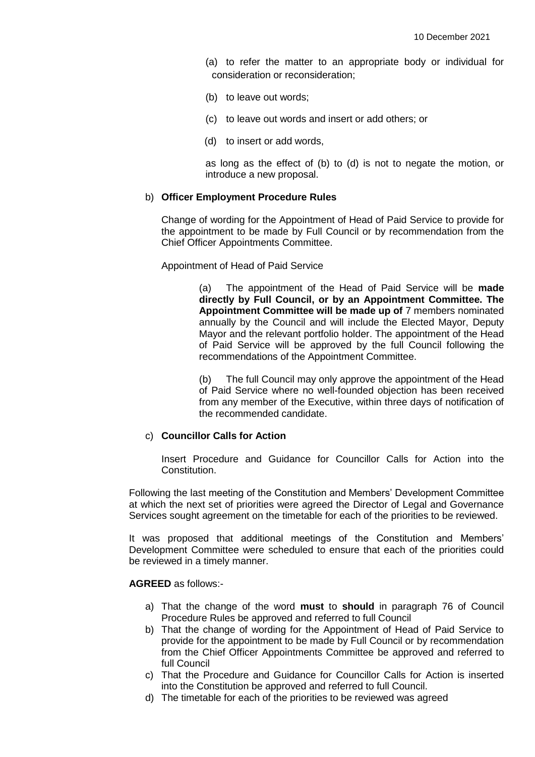(a) to refer the matter to an appropriate body or individual for consideration or reconsideration;

(b) to leave out words;

(c) to leave out words and insert or add others; or

(d) to insert or add words,

as long as the effect of (b) to (d) is not to negate the motion, or introduce a new proposal.

b) **Officer Employment Procedure Rules**

Change of wording for the Appointment of Head of Paid Service to provide for the appointment to be made by Full Council or by recommendation from the Chief Officer Appointments Committee.

Appointment of Head of Paid Service

(a) The appointment of the Head of Paid Service will be **made directly by Full Council, or by an Appointment Committee. The Appointment Committee will be made up of** 7 members nominated annually by the Council and will include the Elected Mayor, Deputy Mayor and the relevant portfolio holder. The appointment of the Head of Paid Service will be approved by the full Council following the recommendations of the Appointment Committee.

(b) The full Council may only approve the appointment of the Head of Paid Service where no well-founded objection has been received from any member of the Executive, within three days of notification of the recommended candidate.

c) **Councillor Calls for Action**

Insert Procedure and Guidance for Councillor Calls for Action into the Constitution.

Following the last meeting of the Constitution and Members' Development Committee at which the next set of priorities were agreed the Director of Legal and Governance Services sought agreement on the timetable for each of the priorities to be reviewed.

It was proposed that additional meetings of the Constitution and Members' Development Committee were scheduled to ensure that each of the priorities could be reviewed in a timely manner.

**AGREED** as follows:-

a) That the change of the word **must** to **should** in paragraph 76 of Council Procedure Rules be approved and referred to full Council
b) That the change of wording for the Appointment of Head of Paid Service to provide for the appointment to be made by Full Council or by recommendation from the Chief Officer Appointments Committee be approved and referred to full Council
c) That the Procedure and Guidance for Councillor Calls for Action is inserted into the Constitution be approved and referred to full Council.
d) The timetable for each of the priorities to be reviewed was agreed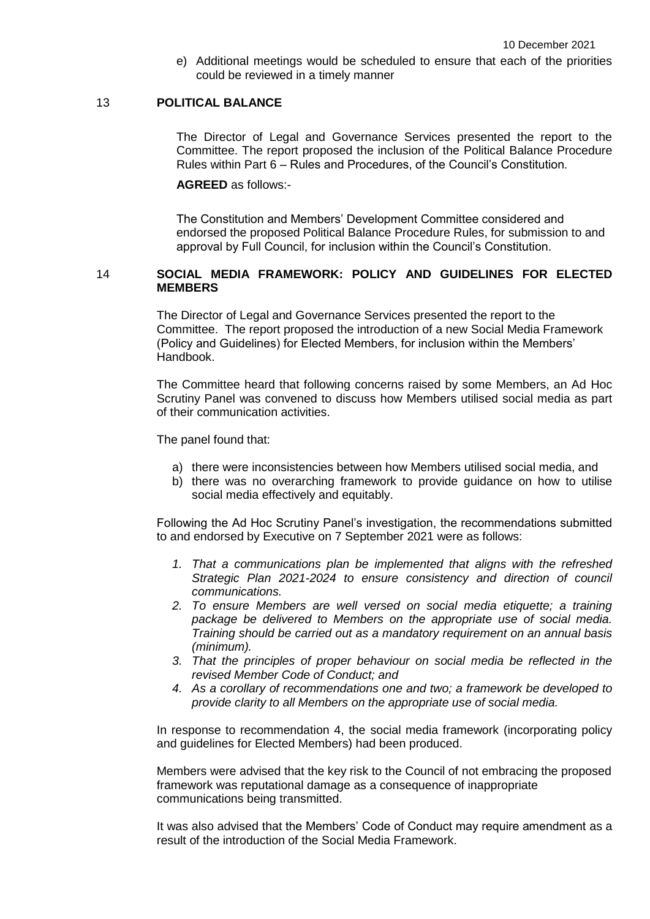e) Additional meetings would be scheduled to ensure that each of the priorities could be reviewed in a timely manner

## 13 POLITICAL BALANCE

The Director of Legal and Governance Services presented the report to the Committee. The report proposed the inclusion of the Political Balance Procedure Rules within Part 6 – Rules and Procedures, of the Council's Constitution.

**AGREED** as follows:-

The Constitution and Members' Development Committee considered and endorsed the proposed Political Balance Procedure Rules, for submission to and approval by Full Council, for inclusion within the Council's Constitution.

## 14 SOCIAL MEDIA FRAMEWORK: POLICY AND GUIDELINES FOR ELECTED MEMBERS

The Director of Legal and Governance Services presented the report to the Committee. The report proposed the introduction of a new Social Media Framework (Policy and Guidelines) for Elected Members, for inclusion within the Members' Handbook.

The Committee heard that following concerns raised by some Members, an Ad Hoc Scrutiny Panel was convened to discuss how Members utilised social media as part of their communication activities.

The panel found that:

a) there were inconsistencies between how Members utilised social media, and
b) there was no overarching framework to provide guidance on how to utilise social media effectively and equitably.

Following the Ad Hoc Scrutiny Panel's investigation, the recommendations submitted to and endorsed by Executive on 7 September 2021 were as follows:

1. *That a communications plan be implemented that aligns with the refreshed Strategic Plan 2021-2024 to ensure consistency and direction of council communications.*
2. *To ensure Members are well versed on social media etiquette; a training package be delivered to Members on the appropriate use of social media. Training should be carried out as a mandatory requirement on an annual basis (minimum).*
3. *That the principles of proper behaviour on social media be reflected in the revised Member Code of Conduct; and*
4. *As a corollary of recommendations one and two; a framework be developed to provide clarity to all Members on the appropriate use of social media.*

In response to recommendation 4, the social media framework (incorporating policy and guidelines for Elected Members) had been produced.

Members were advised that the key risk to the Council of not embracing the proposed framework was reputational damage as a consequence of inappropriate communications being transmitted.

It was also advised that the Members' Code of Conduct may require amendment as a result of the introduction of the Social Media Framework.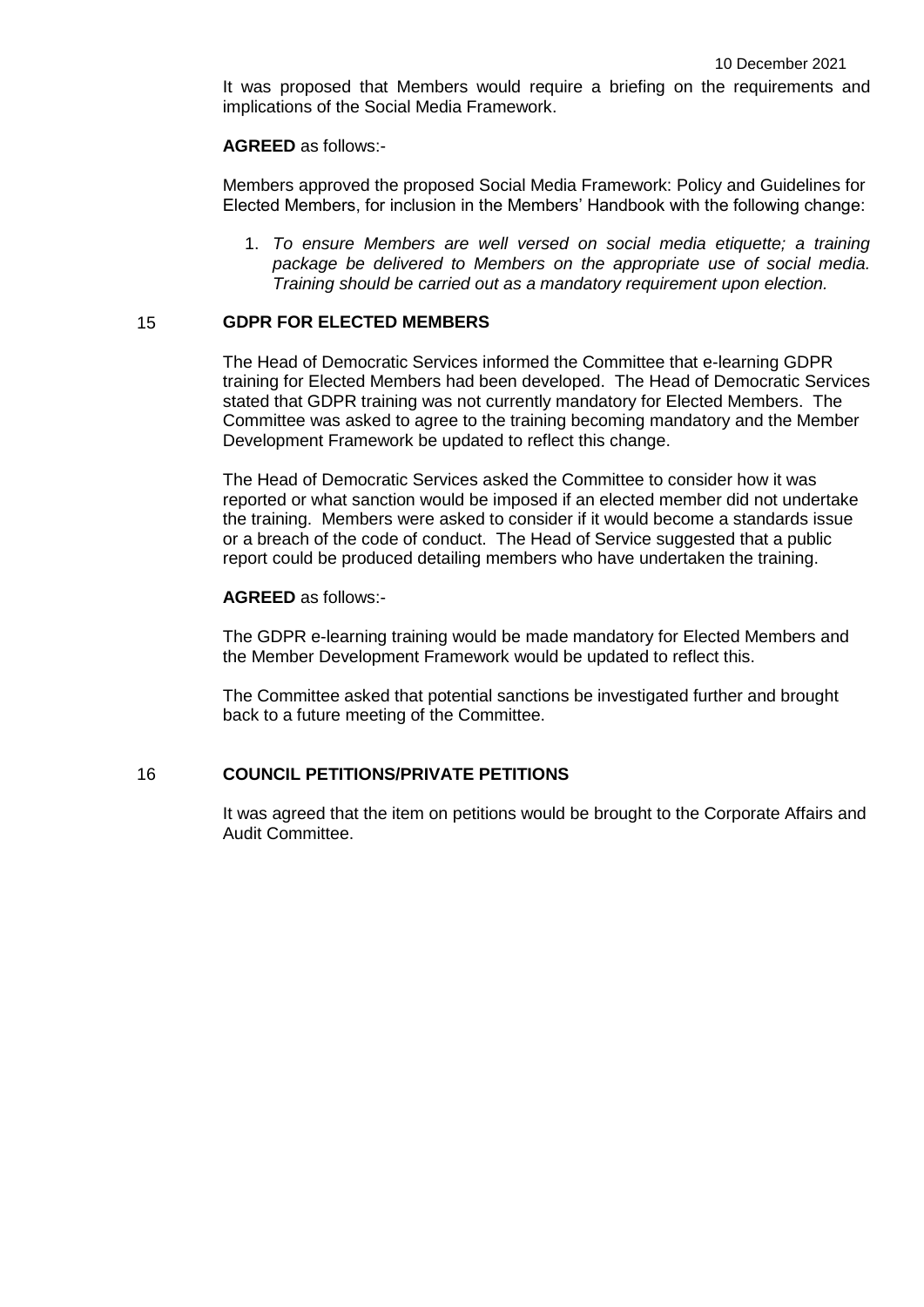It was proposed that Members would require a briefing on the requirements and implications of the Social Media Framework.

**AGREED** as follows:-

Members approved the proposed Social Media Framework: Policy and Guidelines for Elected Members, for inclusion in the Members' Handbook with the following change:

1. *To ensure Members are well versed on social media etiquette; a training package be delivered to Members on the appropriate use of social media. Training should be carried out as a mandatory requirement upon election.*

## 15 GDPR FOR ELECTED MEMBERS

The Head of Democratic Services informed the Committee that e-learning GDPR training for Elected Members had been developed. The Head of Democratic Services stated that GDPR training was not currently mandatory for Elected Members. The Committee was asked to agree to the training becoming mandatory and the Member Development Framework be updated to reflect this change.

The Head of Democratic Services asked the Committee to consider how it was reported or what sanction would be imposed if an elected member did not undertake the training. Members were asked to consider if it would become a standards issue or a breach of the code of conduct. The Head of Service suggested that a public report could be produced detailing members who have undertaken the training.

**AGREED** as follows:-

The GDPR e-learning training would be made mandatory for Elected Members and the Member Development Framework would be updated to reflect this.

The Committee asked that potential sanctions be investigated further and brought back to a future meeting of the Committee.

## 16 COUNCIL PETITIONS/PRIVATE PETITIONS

It was agreed that the item on petitions would be brought to the Corporate Affairs and Audit Committee.